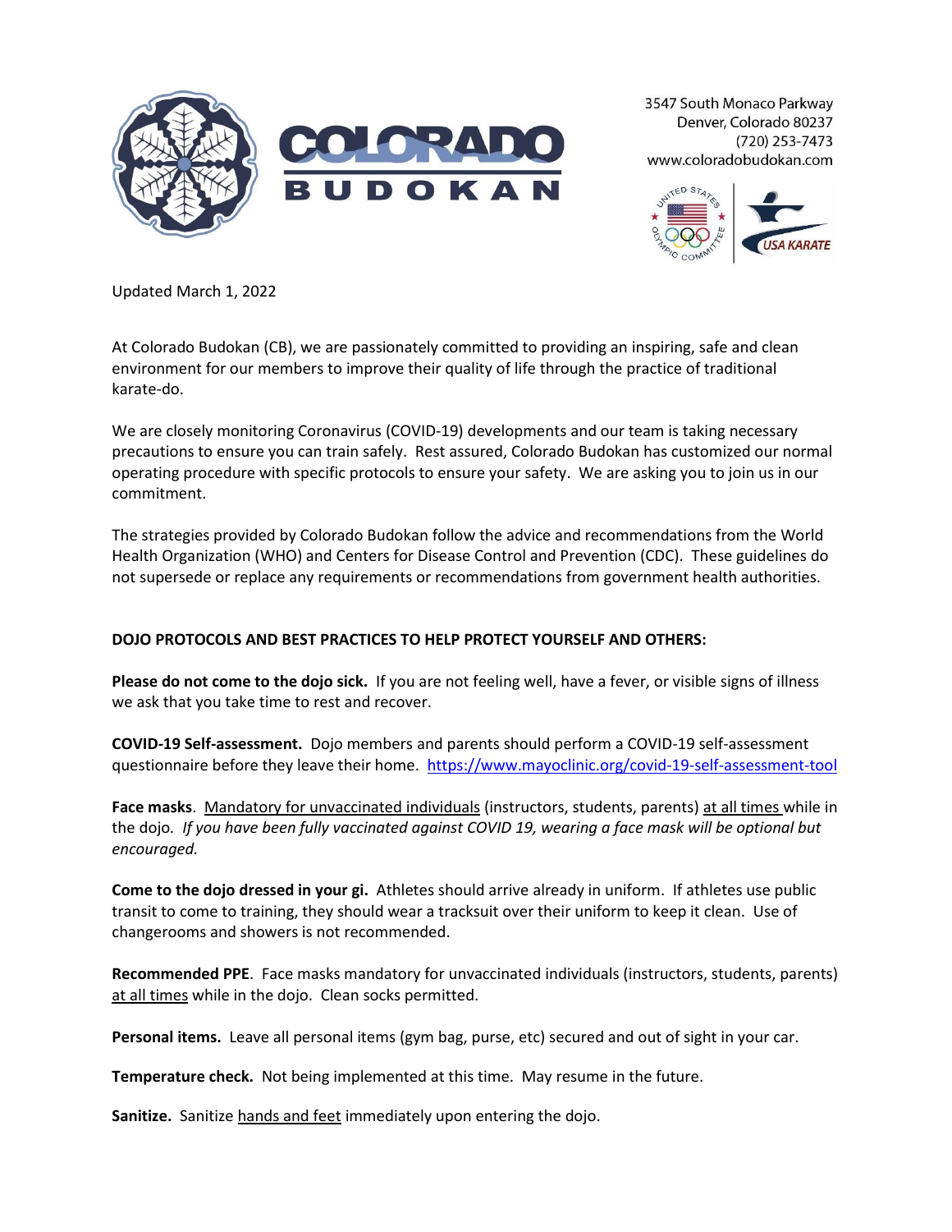# COLORADO BUDOKAN

3547 South Monaco Parkway
Denver, Colorado 80237
(720) 253-7473
www.coloradobudokan.com

Updated March 1, 2022

At Colorado Budokan (CB), we are passionately committed to providing an inspiring, safe and clean environment for our members to improve their quality of life through the practice of traditional karate-do.

We are closely monitoring Coronavirus (COVID-19) developments and our team is taking necessary precautions to ensure you can train safely. Rest assured, Colorado Budokan has customized our normal operating procedure with specific protocols to ensure your safety. We are asking you to join us in our commitment.

The strategies provided by Colorado Budokan follow the advice and recommendations from the World Health Organization (WHO) and Centers for Disease Control and Prevention (CDC). These guidelines do not supersede or replace any requirements or recommendations from government health authorities.

**DOJO PROTOCOLS AND BEST PRACTICES TO HELP PROTECT YOURSELF AND OTHERS:**

**Please do not come to the dojo sick.** If you are not feeling well, have a fever, or visible signs of illness we ask that you take time to rest and recover.

**COVID-19 Self-assessment.** Dojo members and parents should perform a COVID-19 self-assessment questionnaire before they leave their home. https://www.mayoclinic.org/covid-19-self-assessment-tool

**Face masks**. Mandatory for unvaccinated individuals (instructors, students, parents) at all times while in the dojo. *If you have been fully vaccinated against COVID 19, wearing a face mask will be optional but encouraged.*

**Come to the dojo dressed in your gi.** Athletes should arrive already in uniform. If athletes use public transit to come to training, they should wear a tracksuit over their uniform to keep it clean. Use of changerooms and showers is not recommended.

**Recommended PPE**. Face masks mandatory for unvaccinated individuals (instructors, students, parents) at all times while in the dojo. Clean socks permitted.

**Personal items.** Leave all personal items (gym bag, purse, etc) secured and out of sight in your car.

**Temperature check.** Not being implemented at this time. May resume in the future.

**Sanitize.** Sanitize hands and feet immediately upon entering the dojo.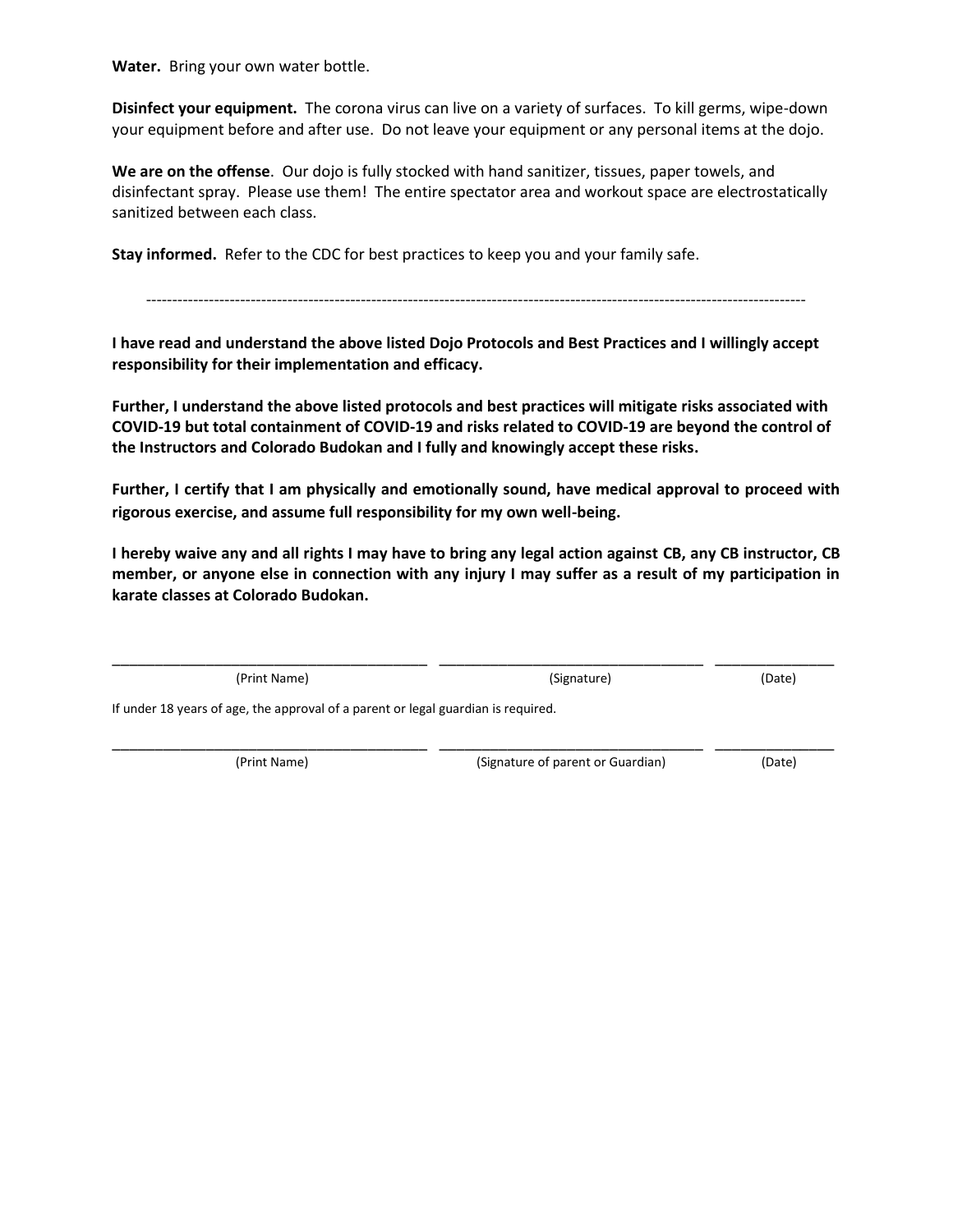**Water.** Bring your own water bottle.

**Disinfect your equipment.** The corona virus can live on a variety of surfaces. To kill germs, wipe-down your equipment before and after use. Do not leave your equipment or any personal items at the dojo.

**We are on the offense**. Our dojo is fully stocked with hand sanitizer, tissues, paper towels, and disinfectant spray. Please use them! The entire spectator area and workout space are electrostatically sanitized between each class.

**Stay informed.** Refer to the CDC for best practices to keep you and your family safe.

---

**I have read and understand the above listed Dojo Protocols and Best Practices and I willingly accept responsibility for their implementation and efficacy.**

**Further, I understand the above listed protocols and best practices will mitigate risks associated with COVID-19 but total containment of COVID-19 and risks related to COVID-19 are beyond the control of the Instructors and Colorado Budokan and I fully and knowingly accept these risks.**

**Further, I certify that I am physically and emotionally sound, have medical approval to proceed with rigorous exercise, and assume full responsibility for my own well-being.**

**I hereby waive any and all rights I may have to bring any legal action against CB, any CB instructor, CB member, or anyone else in connection with any injury I may suffer as a result of my participation in karate classes at Colorado Budokan.**

\_\_\_\_\_\_\_\_\_\_\_\_\_\_\_\_\_\_\_\_\_\_\_\_\_\_\_\_\_\_ \_\_\_\_\_\_\_\_\_\_\_\_\_\_\_\_\_\_\_\_\_\_\_\_\_\_\_\_\_\_ \_\_\_\_\_\_\_\_\_\_\_\_\_\_\_

(Print Name) (Signature) (Date)

If under 18 years of age, the approval of a parent or legal guardian is required.

\_\_\_\_\_\_\_\_\_\_\_\_\_\_\_\_\_\_\_\_\_\_\_\_\_\_\_\_\_\_ \_\_\_\_\_\_\_\_\_\_\_\_\_\_\_\_\_\_\_\_\_\_\_\_\_\_\_\_\_\_ \_\_\_\_\_\_\_\_\_\_\_\_\_\_\_

(Print Name) (Signature of parent or Guardian) (Date)